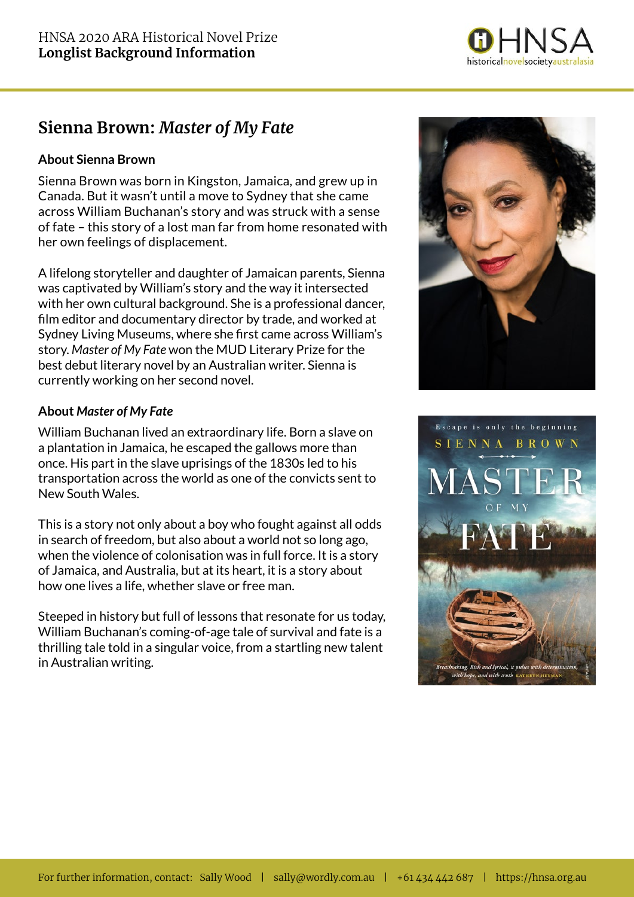HNSA 2020 ARA Historical Novel Prize
**Longlist Background Information**

## Sienna Brown: *Master of My Fate*

### About Sienna Brown

Sienna Brown was born in Kingston, Jamaica, and grew up in Canada. But it wasn't until a move to Sydney that she came across William Buchanan's story and was struck with a sense of fate – this story of a lost man far from home resonated with her own feelings of displacement.

A lifelong storyteller and daughter of Jamaican parents, Sienna was captivated by William's story and the way it intersected with her own cultural background. She is a professional dancer, film editor and documentary director by trade, and worked at Sydney Living Museums, where she first came across William's story. *Master of My Fate* won the MUD Literary Prize for the best debut literary novel by an Australian writer. Sienna is currently working on her second novel.

### About *Master of My Fate*

William Buchanan lived an extraordinary life. Born a slave on a plantation in Jamaica, he escaped the gallows more than once. His part in the slave uprisings of the 1830s led to his transportation across the world as one of the convicts sent to New South Wales.

This is a story not only about a boy who fought against all odds in search of freedom, but also about a world not so long ago, when the violence of colonisation was in full force. It is a story of Jamaica, and Australia, but at its heart, it is a story about how one lives a life, whether slave or free man.

Steeped in history but full of lessons that resonate for us today, William Buchanan's coming-of-age tale of survival and fate is a thrilling tale told in a singular voice, from a startling new talent in Australian writing.

For further information, contact: Sally Wood | sally@wordly.com.au | +61 434 442 687 | https://hnsa.org.au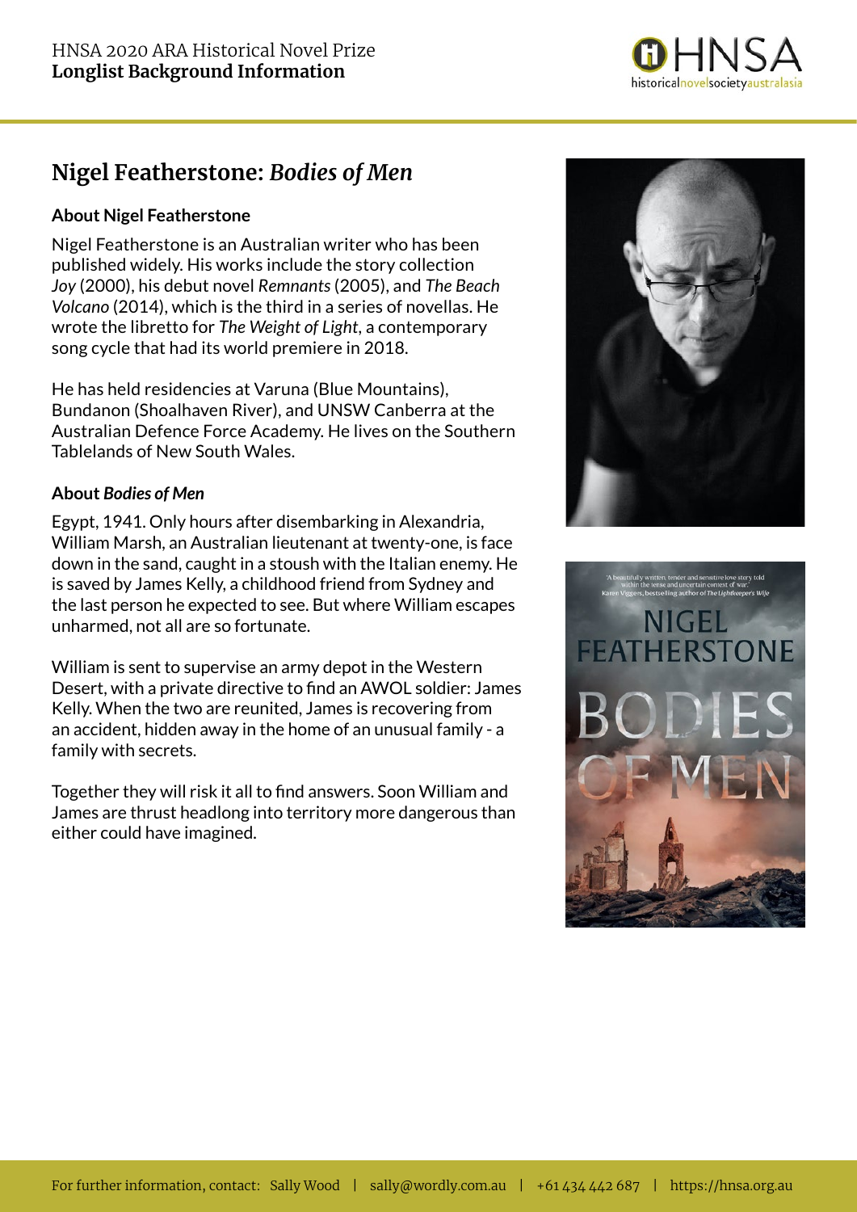# Nigel Featherstone: *Bodies of Men*

### About Nigel Featherstone

Nigel Featherstone is an Australian writer who has been published widely. His works include the story collection *Joy* (2000), his debut novel *Remnants* (2005), and *The Beach Volcano* (2014), which is the third in a series of novellas. He wrote the libretto for *The Weight of Light*, a contemporary song cycle that had its world premiere in 2018.

He has held residencies at Varuna (Blue Mountains), Bundanon (Shoalhaven River), and UNSW Canberra at the Australian Defence Force Academy. He lives on the Southern Tablelands of New South Wales.

### About *Bodies of Men*

Egypt, 1941. Only hours after disembarking in Alexandria, William Marsh, an Australian lieutenant at twenty-one, is face down in the sand, caught in a stoush with the Italian enemy. He is saved by James Kelly, a childhood friend from Sydney and the last person he expected to see. But where William escapes unharmed, not all are so fortunate.

William is sent to supervise an army depot in the Western Desert, with a private directive to find an AWOL soldier: James Kelly. When the two are reunited, James is recovering from an accident, hidden away in the home of an unusual family - a family with secrets.

Together they will risk it all to find answers. Soon William and James are thrust headlong into territory more dangerous than either could have imagined.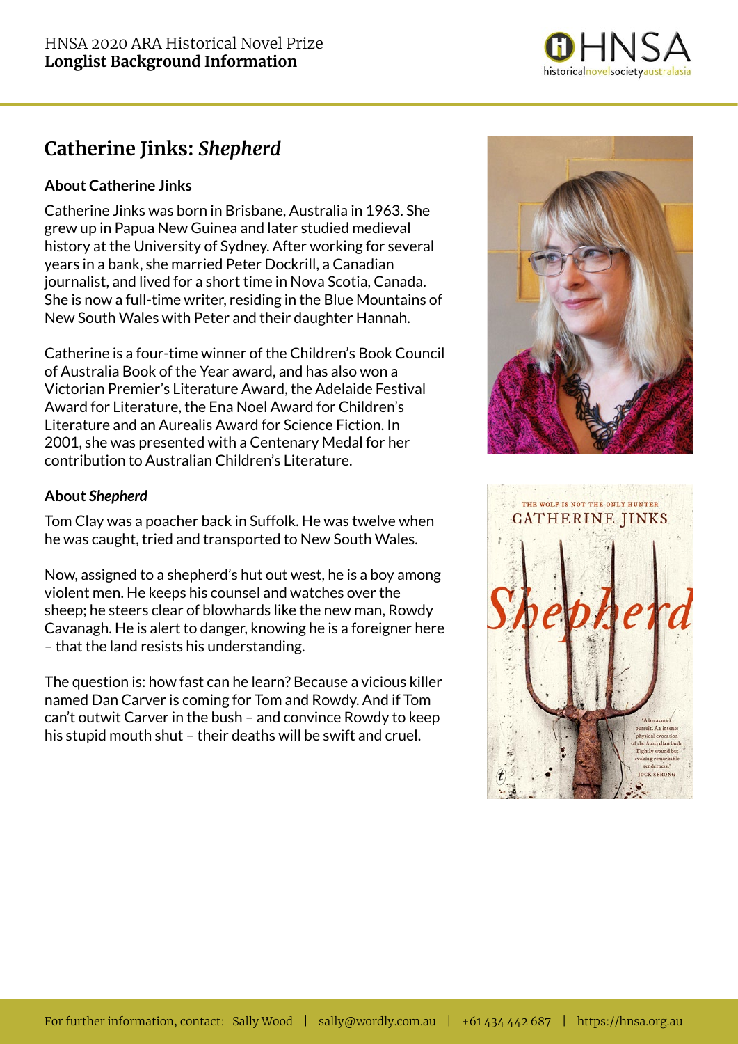## Catherine Jinks: *Shepherd*

### About Catherine Jinks

Catherine Jinks was born in Brisbane, Australia in 1963. She grew up in Papua New Guinea and later studied medieval history at the University of Sydney. After working for several years in a bank, she married Peter Dockrill, a Canadian journalist, and lived for a short time in Nova Scotia, Canada. She is now a full-time writer, residing in the Blue Mountains of New South Wales with Peter and their daughter Hannah.

Catherine is a four-time winner of the Children's Book Council of Australia Book of the Year award, and has also won a Victorian Premier's Literature Award, the Adelaide Festival Award for Literature, the Ena Noel Award for Children's Literature and an Aurealis Award for Science Fiction. In 2001, she was presented with a Centenary Medal for her contribution to Australian Children's Literature.

### About *Shepherd*

Tom Clay was a poacher back in Suffolk. He was twelve when he was caught, tried and transported to New South Wales.

Now, assigned to a shepherd's hut out west, he is a boy among violent men. He keeps his counsel and watches over the sheep; he steers clear of blowhards like the new man, Rowdy Cavanagh. He is alert to danger, knowing he is a foreigner here – that the land resists his understanding.

The question is: how fast can he learn? Because a vicious killer named Dan Carver is coming for Tom and Rowdy. And if Tom can't outwit Carver in the bush – and convince Rowdy to keep his stupid mouth shut – their deaths will be swift and cruel.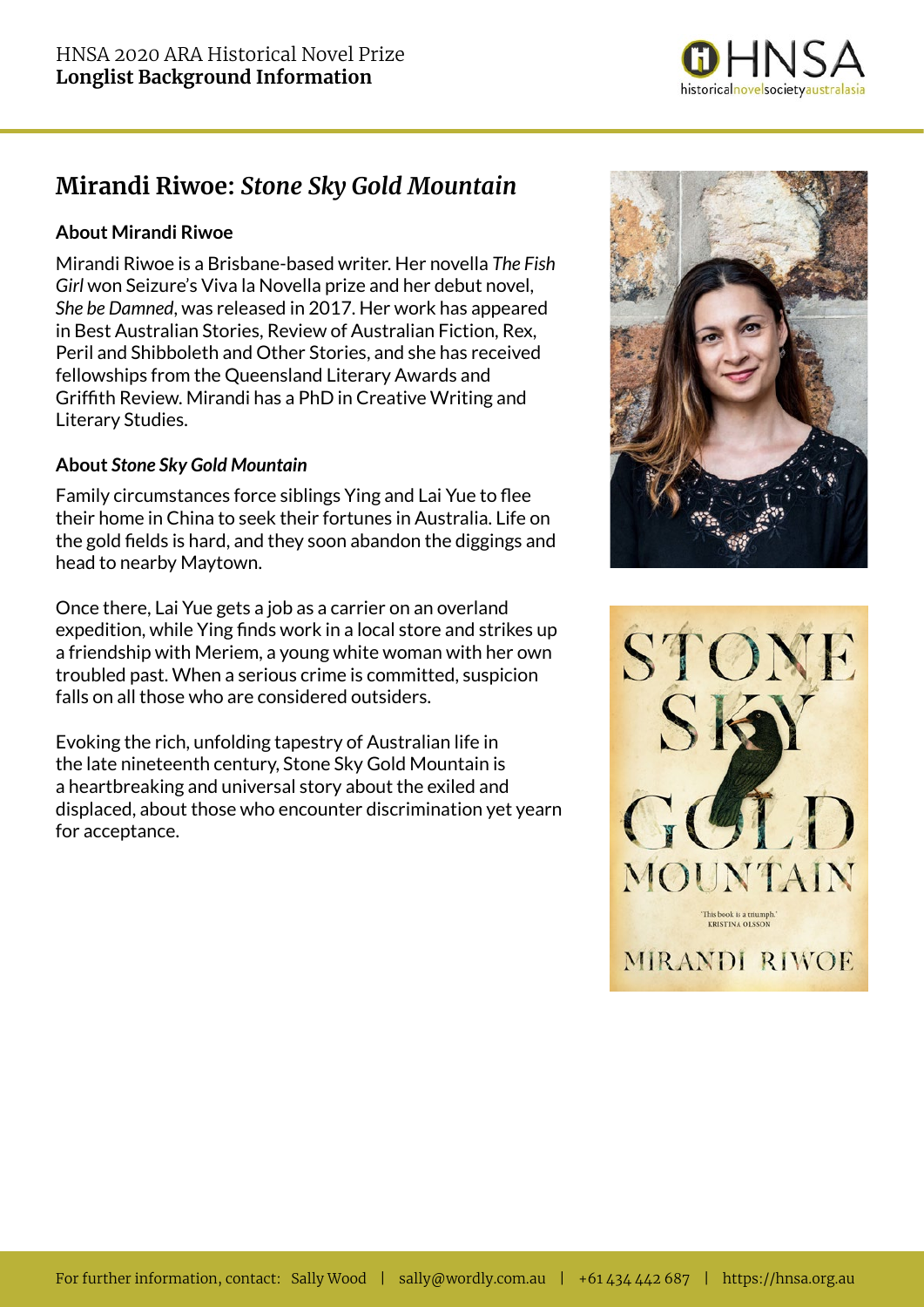# Mirandi Riwoe: *Stone Sky Gold Mountain*

### About Mirandi Riwoe

Mirandi Riwoe is a Brisbane-based writer. Her novella *The Fish Girl* won Seizure's Viva la Novella prize and her debut novel, *She be Damned*, was released in 2017. Her work has appeared in Best Australian Stories, Review of Australian Fiction, Rex, Peril and Shibboleth and Other Stories, and she has received fellowships from the Queensland Literary Awards and Griffith Review. Mirandi has a PhD in Creative Writing and Literary Studies.

### About *Stone Sky Gold Mountain*

Family circumstances force siblings Ying and Lai Yue to flee their home in China to seek their fortunes in Australia. Life on the gold fields is hard, and they soon abandon the diggings and head to nearby Maytown.

Once there, Lai Yue gets a job as a carrier on an overland expedition, while Ying finds work in a local store and strikes up a friendship with Meriem, a young white woman with her own troubled past. When a serious crime is committed, suspicion falls on all those who are considered outsiders.

Evoking the rich, unfolding tapestry of Australian life in the late nineteenth century, Stone Sky Gold Mountain is a heartbreaking and universal story about the exiled and displaced, about those who encounter discrimination yet yearn for acceptance.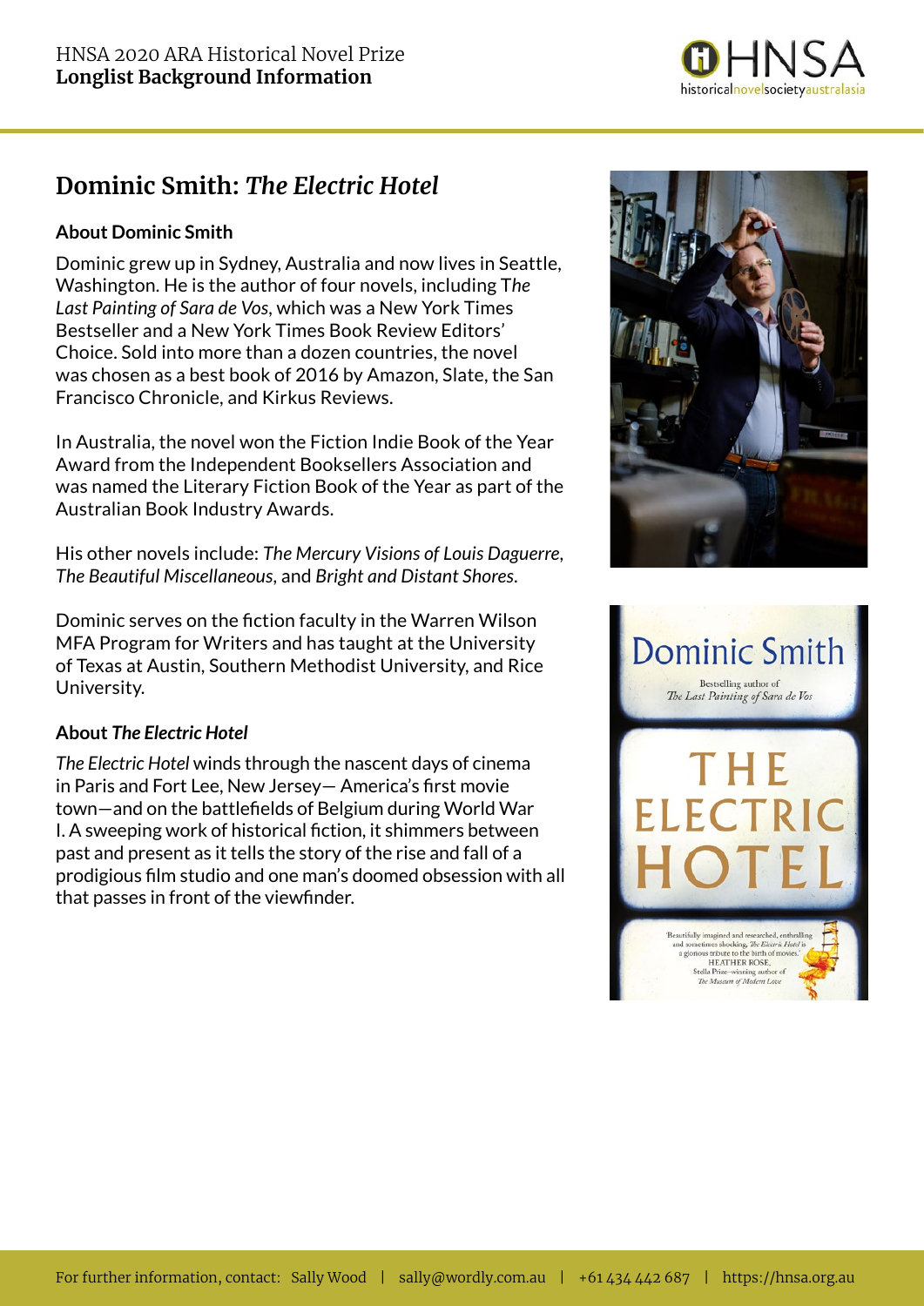HNSA 2020 ARA Historical Novel Prize
**Longlist Background Information**

## Dominic Smith: *The Electric Hotel*

### About Dominic Smith

Dominic grew up in Sydney, Australia and now lives in Seattle, Washington. He is the author of four novels, including T*he Last Painting of Sara de Vos*, which was a New York Times Bestseller and a New York Times Book Review Editors' Choice. Sold into more than a dozen countries, the novel was chosen as a best book of 2016 by Amazon, Slate, the San Francisco Chronicle, and Kirkus Reviews.

In Australia, the novel won the Fiction Indie Book of the Year Award from the Independent Booksellers Association and was named the Literary Fiction Book of the Year as part of the Australian Book Industry Awards.

His other novels include: *The Mercury Visions of Louis Daguerre*, *The Beautiful Miscellaneous*, and *Bright and Distant Shores.*

Dominic serves on the fiction faculty in the Warren Wilson MFA Program for Writers and has taught at the University of Texas at Austin, Southern Methodist University, and Rice University.

### About *The Electric Hotel*

*The Electric Hotel* winds through the nascent days of cinema in Paris and Fort Lee, New Jersey— America's first movie town—and on the battlefields of Belgium during World War I. A sweeping work of historical fiction, it shimmers between past and present as it tells the story of the rise and fall of a prodigious film studio and one man's doomed obsession with all that passes in front of the viewfinder.

For further information, contact: Sally Wood | sally@wordly.com.au | +61 434 442 687 | https://hnsa.org.au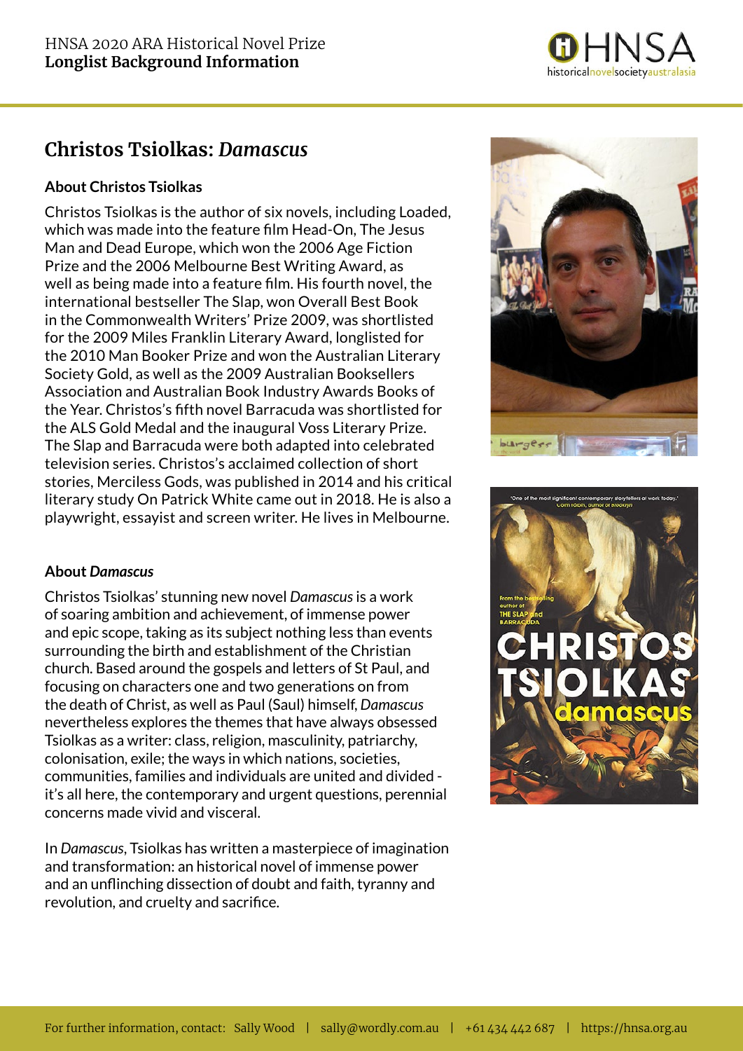# Christos Tsiolkas: *Damascus*

### About Christos Tsiolkas

Christos Tsiolkas is the author of six novels, including Loaded, which was made into the feature film Head-On, The Jesus Man and Dead Europe, which won the 2006 Age Fiction Prize and the 2006 Melbourne Best Writing Award, as well as being made into a feature film. His fourth novel, the international bestseller The Slap, won Overall Best Book in the Commonwealth Writers' Prize 2009, was shortlisted for the 2009 Miles Franklin Literary Award, longlisted for the 2010 Man Booker Prize and won the Australian Literary Society Gold, as well as the 2009 Australian Booksellers Association and Australian Book Industry Awards Books of the Year. Christos's fifth novel Barracuda was shortlisted for the ALS Gold Medal and the inaugural Voss Literary Prize. The Slap and Barracuda were both adapted into celebrated television series. Christos's acclaimed collection of short stories, Merciless Gods, was published in 2014 and his critical literary study On Patrick White came out in 2018. He is also a playwright, essayist and screen writer. He lives in Melbourne.

### About *Damascus*

Christos Tsiolkas' stunning new novel *Damascus* is a work of soaring ambition and achievement, of immense power and epic scope, taking as its subject nothing less than events surrounding the birth and establishment of the Christian church. Based around the gospels and letters of St Paul, and focusing on characters one and two generations on from the death of Christ, as well as Paul (Saul) himself, *Damascus* nevertheless explores the themes that have always obsessed Tsiolkas as a writer: class, religion, masculinity, patriarchy, colonisation, exile; the ways in which nations, societies, communities, families and individuals are united and divided - it's all here, the contemporary and urgent questions, perennial concerns made vivid and visceral.

In *Damascus*, Tsiolkas has written a masterpiece of imagination and transformation: an historical novel of immense power and an unflinching dissection of doubt and faith, tyranny and revolution, and cruelty and sacrifice.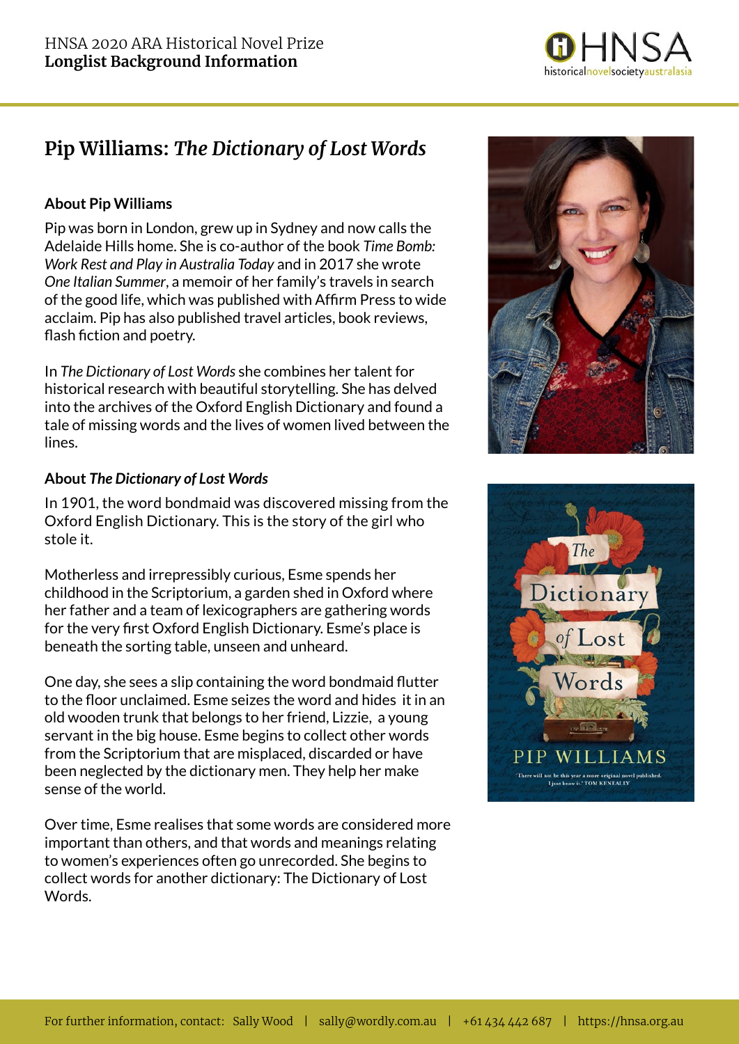# Pip Williams: *The Dictionary of Lost Words*

### About Pip Williams

Pip was born in London, grew up in Sydney and now calls the Adelaide Hills home. She is co-author of the book *Time Bomb: Work Rest and Play in Australia Today* and in 2017 she wrote *One Italian Summer*, a memoir of her family's travels in search of the good life, which was published with Affirm Press to wide acclaim. Pip has also published travel articles, book reviews, flash fiction and poetry.

In *The Dictionary of Lost Words* she combines her talent for historical research with beautiful storytelling. She has delved into the archives of the Oxford English Dictionary and found a tale of missing words and the lives of women lived between the lines.

### About *The Dictionary of Lost Words*

In 1901, the word bondmaid was discovered missing from the Oxford English Dictionary. This is the story of the girl who stole it.

Motherless and irrepressibly curious, Esme spends her childhood in the Scriptorium, a garden shed in Oxford where her father and a team of lexicographers are gathering words for the very first Oxford English Dictionary. Esme's place is beneath the sorting table, unseen and unheard.

One day, she sees a slip containing the word bondmaid flutter to the floor unclaimed. Esme seizes the word and hides it in an old wooden trunk that belongs to her friend, Lizzie, a young servant in the big house. Esme begins to collect other words from the Scriptorium that are misplaced, discarded or have been neglected by the dictionary men. They help her make sense of the world.

Over time, Esme realises that some words are considered more important than others, and that words and meanings relating to women's experiences often go unrecorded. She begins to collect words for another dictionary: The Dictionary of Lost Words.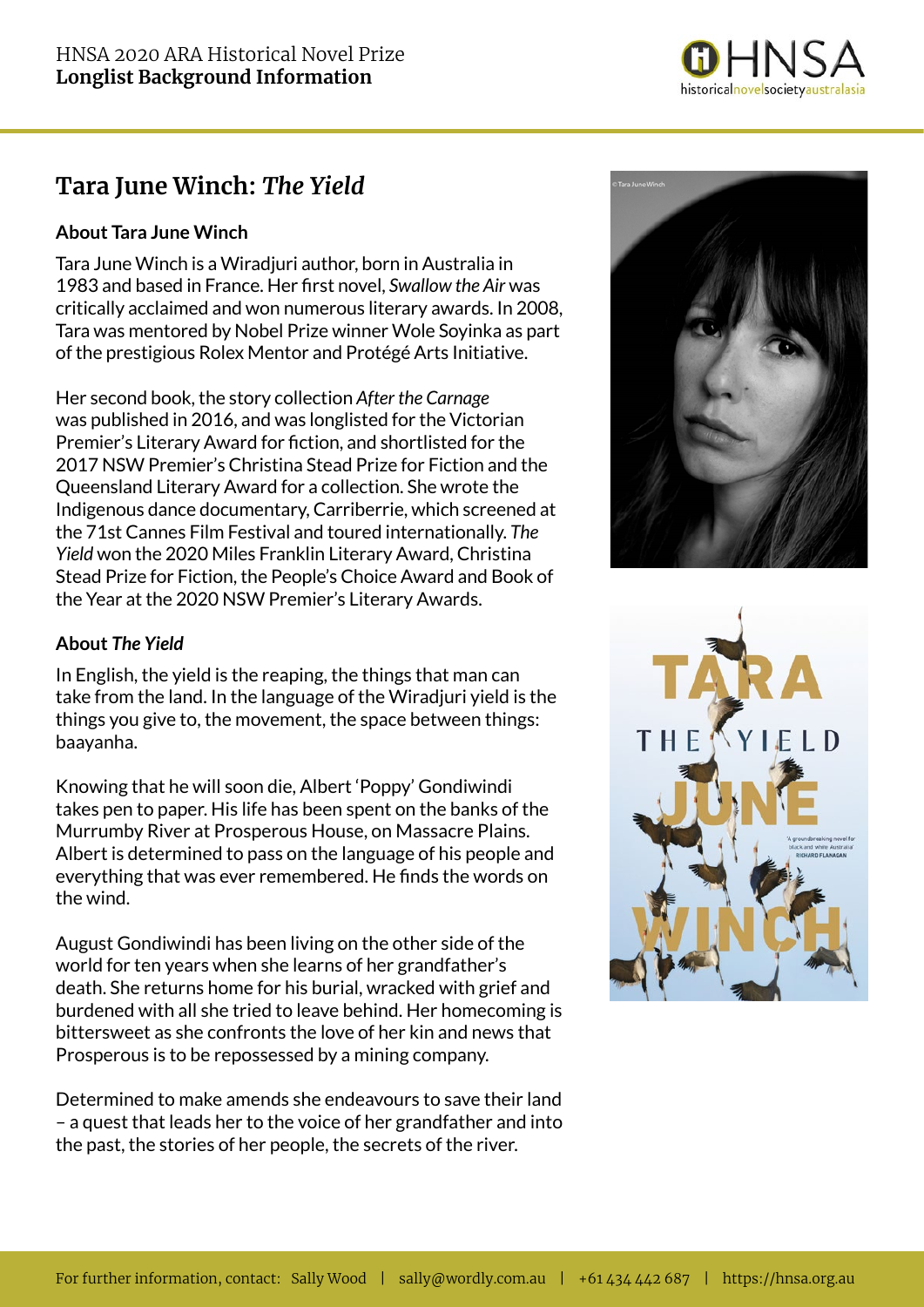# Tara June Winch: *The Yield*

### About Tara June Winch

Tara June Winch is a Wiradjuri author, born in Australia in 1983 and based in France. Her first novel, *Swallow the Air* was critically acclaimed and won numerous literary awards. In 2008, Tara was mentored by Nobel Prize winner Wole Soyinka as part of the prestigious Rolex Mentor and Protégé Arts Initiative.

Her second book, the story collection *After the Carnage* was published in 2016, and was longlisted for the Victorian Premier's Literary Award for fiction, and shortlisted for the 2017 NSW Premier's Christina Stead Prize for Fiction and the Queensland Literary Award for a collection. She wrote the Indigenous dance documentary, Carriberrie, which screened at the 71st Cannes Film Festival and toured internationally. *The Yield* won the 2020 Miles Franklin Literary Award, Christina Stead Prize for Fiction, the People's Choice Award and Book of the Year at the 2020 NSW Premier's Literary Awards.

### About *The Yield*

In English, the yield is the reaping, the things that man can take from the land. In the language of the Wiradjuri yield is the things you give to, the movement, the space between things: baayanha.

Knowing that he will soon die, Albert 'Poppy' Gondiwindi takes pen to paper. His life has been spent on the banks of the Murrumby River at Prosperous House, on Massacre Plains. Albert is determined to pass on the language of his people and everything that was ever remembered. He finds the words on the wind.

August Gondiwindi has been living on the other side of the world for ten years when she learns of her grandfather's death. She returns home for his burial, wracked with grief and burdened with all she tried to leave behind. Her homecoming is bittersweet as she confronts the love of her kin and news that Prosperous is to be repossessed by a mining company.

Determined to make amends she endeavours to save their land – a quest that leads her to the voice of her grandfather and into the past, the stories of her people, the secrets of the river.